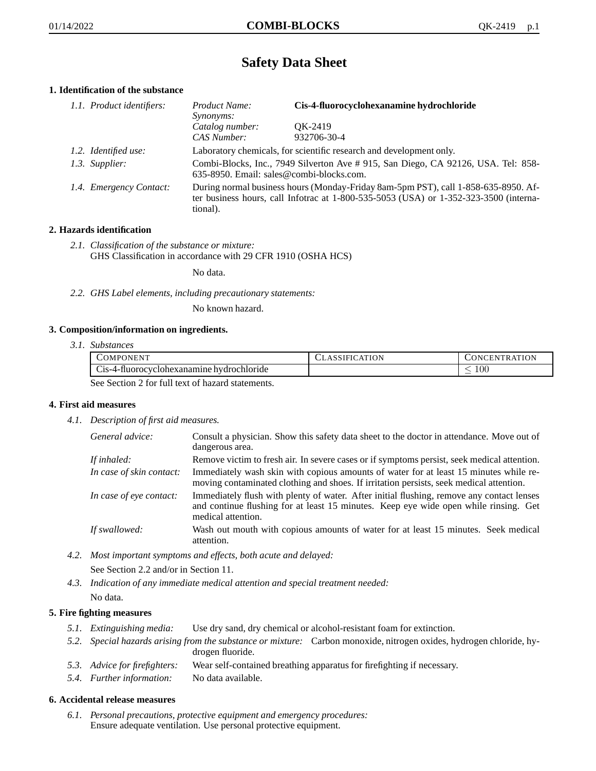# Safety Data Sheet

## 1. Identification of the substance

*1.1. Product identifiers:*

| | |
|---|---|
| *Product Name:* | **Cis-4-fluorocyclohexanamine hydrochloride** |
| *Synonyms:* | |
| *Catalog number:* | QK-2419 |
| *CAS Number:* | 932706-30-4 |

*1.2. Identified use:* Laboratory chemicals, for scientific research and development only.

*1.3. Supplier:* Combi-Blocks, Inc., 7949 Silverton Ave # 915, San Diego, CA 92126, USA. Tel: 858-635-8950. Email: sales@combi-blocks.com.

*1.4. Emergency Contact:* During normal business hours (Monday-Friday 8am-5pm PST), call 1-858-635-8950. After business hours, call Infotrac at 1-800-535-5053 (USA) or 1-352-323-3500 (international).

## 2. Hazards identification

*2.1. Classification of the substance or mixture:*
GHS Classification in accordance with 29 CFR 1910 (OSHA HCS)

No data.

*2.2. GHS Label elements, including precautionary statements:*

No known hazard.

## 3. Composition/information on ingredients.

*3.1. Substances*

| Component | Classification | Concentration |
|---|---|---|
| Cis-4-fluorocyclohexanamine hydrochloride | | $\leq 100$ |

See Section 2 for full text of hazard statements.

## 4. First aid measures

*4.1. Description of first aid measures.*

*General advice:* Consult a physician. Show this safety data sheet to the doctor in attendance. Move out of dangerous area.

*If inhaled:* Remove victim to fresh air. In severe cases or if symptoms persist, seek medical attention.

*In case of skin contact:* Immediately wash skin with copious amounts of water for at least 15 minutes while removing contaminated clothing and shoes. If irritation persists, seek medical attention.

*In case of eye contact:* Immediately flush with plenty of water. After initial flushing, remove any contact lenses and continue flushing for at least 15 minutes. Keep eye wide open while rinsing. Get medical attention.

*If swallowed:* Wash out mouth with copious amounts of water for at least 15 minutes. Seek medical attention.

*4.2. Most important symptoms and effects, both acute and delayed:*

See Section 2.2 and/or in Section 11.

*4.3. Indication of any immediate medical attention and special treatment needed:*

No data.

## 5. Fire fighting measures

*5.1. Extinguishing media:* Use dry sand, dry chemical or alcohol-resistant foam for extinction.

*5.2. Special hazards arising from the substance or mixture:* Carbon monoxide, nitrogen oxides, hydrogen chloride, hydrogen fluoride.

*5.3. Advice for firefighters:* Wear self-contained breathing apparatus for firefighting if necessary.

*5.4. Further information:* No data available.

## 6. Accidental release measures

*6.1. Personal precautions, protective equipment and emergency procedures:*
Ensure adequate ventilation. Use personal protective equipment.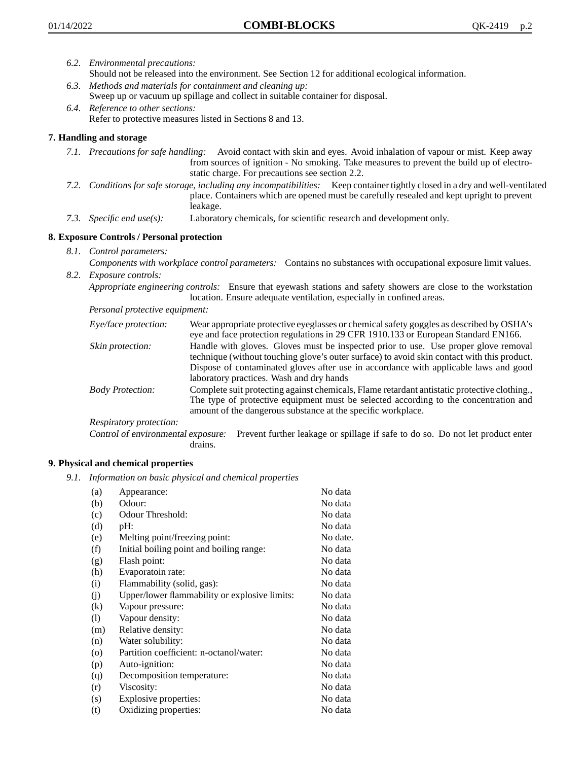*6.2. Environmental precautions:*
Should not be released into the environment. See Section 12 for additional ecological information.

*6.3. Methods and materials for containment and cleaning up:*
Sweep up or vacuum up spillage and collect in suitable container for disposal.

*6.4. Reference to other sections:*
Refer to protective measures listed in Sections 8 and 13.

## 7. Handling and storage

*7.1. Precautions for safe handling:* Avoid contact with skin and eyes. Avoid inhalation of vapour or mist. Keep away from sources of ignition - No smoking. Take measures to prevent the build up of electrostatic charge. For precautions see section 2.2.

*7.2. Conditions for safe storage, including any incompatibilities:* Keep container tightly closed in a dry and well-ventilated place. Containers which are opened must be carefully resealed and kept upright to prevent leakage.

*7.3. Specific end use(s):* Laboratory chemicals, for scientific research and development only.

## 8. Exposure Controls / Personal protection

*8.1. Control parameters:*
*Components with workplace control parameters:* Contains no substances with occupational exposure limit values.

*8.2. Exposure controls:*
*Appropriate engineering controls:* Ensure that eyewash stations and safety showers are close to the workstation location. Ensure adequate ventilation, especially in confined areas.

*Personal protective equipment:*

*Eye/face protection:* Wear appropriate protective eyeglasses or chemical safety goggles as described by OSHA's eye and face protection regulations in 29 CFR 1910.133 or European Standard EN166.

*Skin protection:* Handle with gloves. Gloves must be inspected prior to use. Use proper glove removal technique (without touching glove's outer surface) to avoid skin contact with this product. Dispose of contaminated gloves after use in accordance with applicable laws and good laboratory practices. Wash and dry hands

*Body Protection:* Complete suit protecting against chemicals, Flame retardant antistatic protective clothing., The type of protective equipment must be selected according to the concentration and amount of the dangerous substance at the specific workplace.

*Respiratory protection:*

*Control of environmental exposure:* Prevent further leakage or spillage if safe to do so. Do not let product enter drains.

## 9. Physical and chemical properties

*9.1. Information on basic physical and chemical properties*

| | | |
|---|---|---|
| (a) | Appearance: | No data |
| (b) | Odour: | No data |
| (c) | Odour Threshold: | No data |
| (d) | pH: | No data |
| (e) | Melting point/freezing point: | No date. |
| (f) | Initial boiling point and boiling range: | No data |
| (g) | Flash point: | No data |
| (h) | Evaporatoin rate: | No data |
| (i) | Flammability (solid, gas): | No data |
| (j) | Upper/lower flammability or explosive limits: | No data |
| (k) | Vapour pressure: | No data |
| (l) | Vapour density: | No data |
| (m) | Relative density: | No data |
| (n) | Water solubility: | No data |
| (o) | Partition coefficient: n-octanol/water: | No data |
| (p) | Auto-ignition: | No data |
| (q) | Decomposition temperature: | No data |
| (r) | Viscosity: | No data |
| (s) | Explosive properties: | No data |
| (t) | Oxidizing properties: | No data |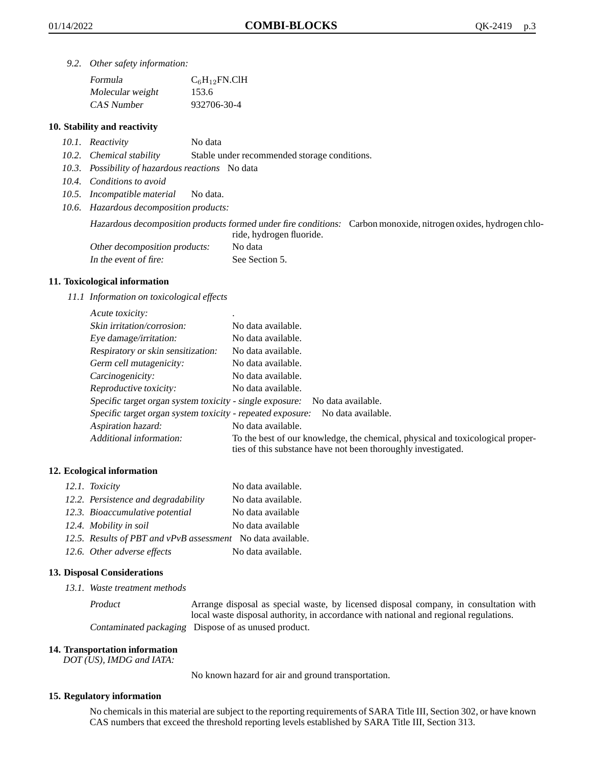*9.2. Other safety information:*

| | |
|---|---|
| *Formula* | $C_6H_{12}FN.ClH$ |
| *Molecular weight* | 153.6 |
| *CAS Number* | 932706-30-4 |

## 10. Stability and reactivity

*10.1. Reactivity* No data

*10.2. Chemical stability* Stable under recommended storage conditions.

*10.3. Possibility of hazardous reactions* No data

*10.4. Conditions to avoid*

*10.5. Incompatible material* No data.

*10.6. Hazardous decomposition products:*

*Hazardous decomposition products formed under fire conditions:* Carbon monoxide, nitrogen oxides, hydrogen chloride, hydrogen fluoride.

*Other decomposition products:* No data

*In the event of fire:* See Section 5.

## 11. Toxicological information

*11.1 Information on toxicological effects*

| | |
|---|---|
| *Acute toxicity:* | . |
| *Skin irritation/corrosion:* | No data available. |
| *Eye damage/irritation:* | No data available. |
| *Respiratory or skin sensitization:* | No data available. |
| *Germ cell mutagenicity:* | No data available. |
| *Carcinogenicity:* | No data available. |
| *Reproductive toxicity:* | No data available. |
| *Specific target organ system toxicity - single exposure:* | No data available. |
| *Specific target organ system toxicity - repeated exposure:* | No data available. |
| *Aspiration hazard:* | No data available. |
| *Additional information:* | To the best of our knowledge, the chemical, physical and toxicological properties of this substance have not been thoroughly investigated. |

## 12. Ecological information

| | |
|---|---|
| *12.1. Toxicity* | No data available. |
| *12.2. Persistence and degradability* | No data available. |
| *12.3. Bioaccumulative potential* | No data available |
| *12.4. Mobility in soil* | No data available |
| *12.5. Results of PBT and vPvB assessment* | No data available. |
| *12.6. Other adverse effects* | No data available. |

## 13. Disposal Considerations

*13.1. Waste treatment methods*

*Product* Arrange disposal as special waste, by licensed disposal company, in consultation with local waste disposal authority, in accordance with national and regional regulations.

*Contaminated packaging* Dispose of as unused product.

## 14. Transportation information

*DOT (US), IMDG and IATA:*

No known hazard for air and ground transportation.

## 15. Regulatory information

No chemicals in this material are subject to the reporting requirements of SARA Title III, Section 302, or have known CAS numbers that exceed the threshold reporting levels established by SARA Title III, Section 313.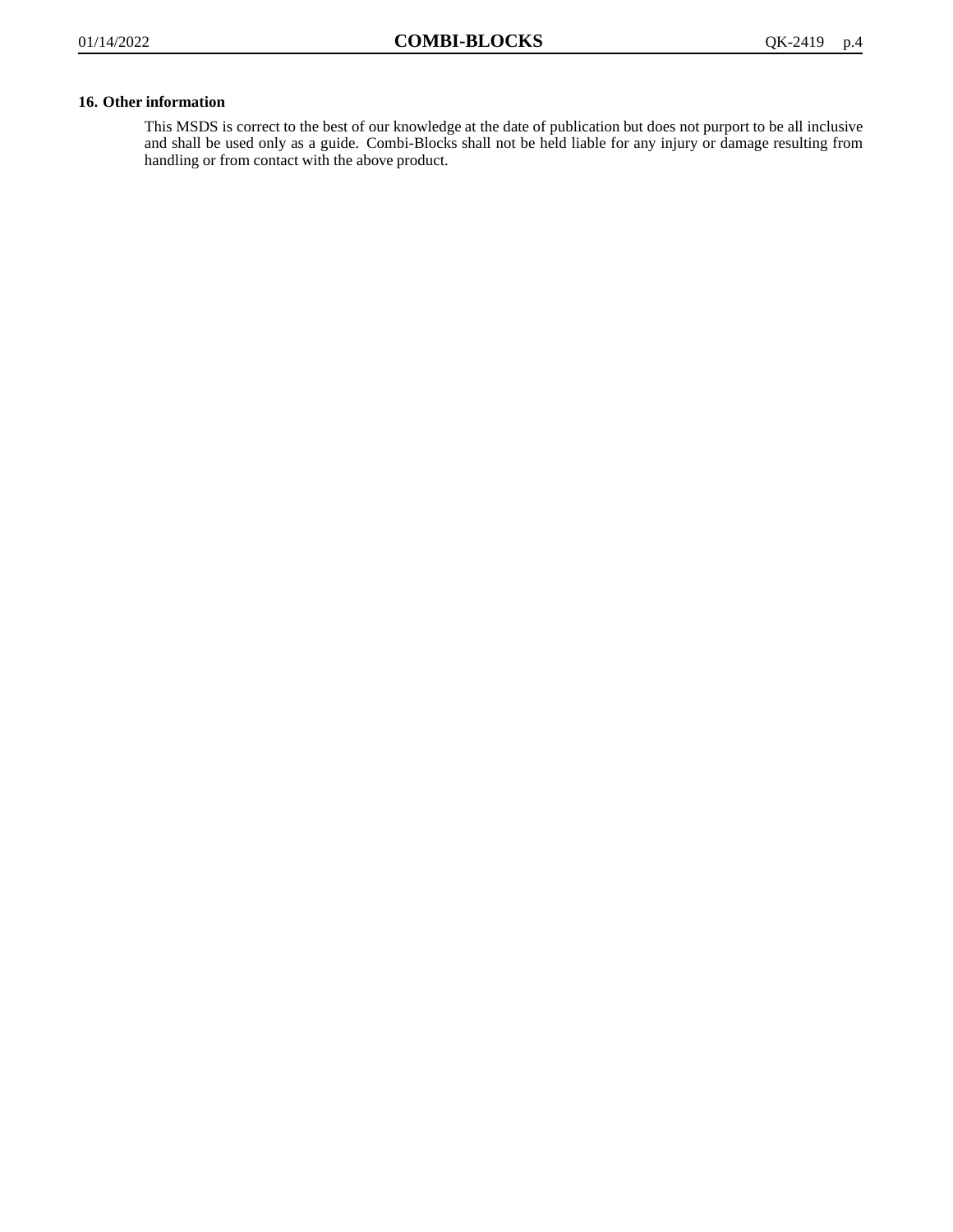## 16. Other information

This MSDS is correct to the best of our knowledge at the date of publication but does not purport to be all inclusive and shall be used only as a guide. Combi-Blocks shall not be held liable for any injury or damage resulting from handling or from contact with the above product.